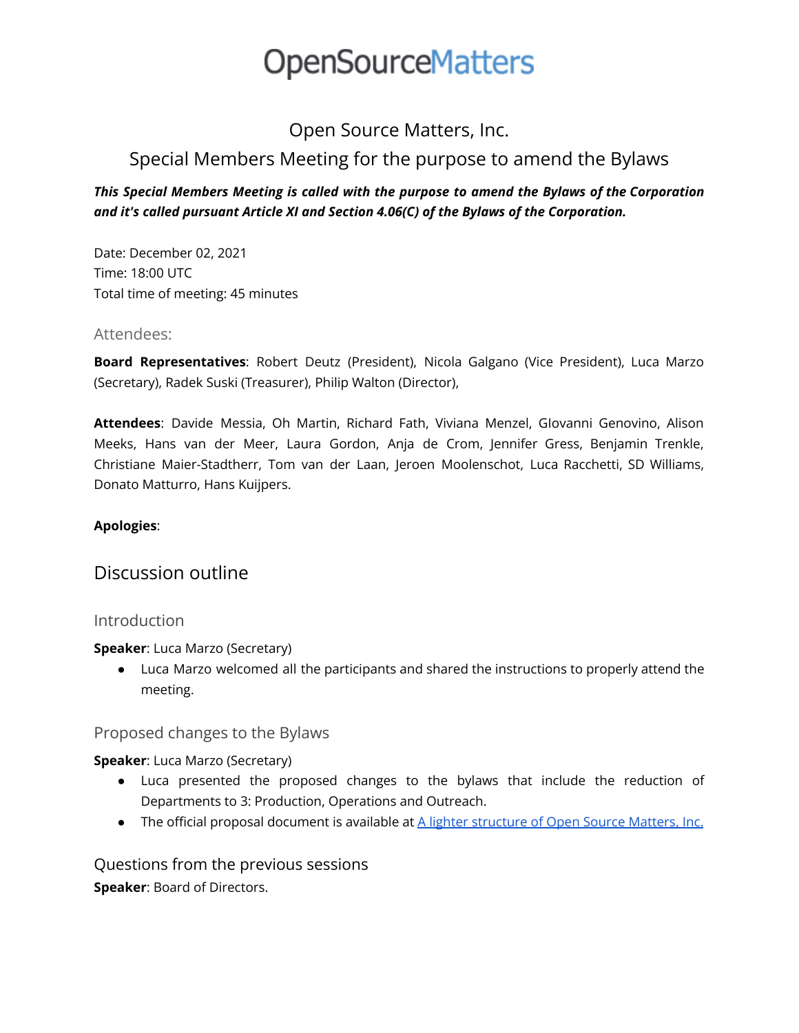# OpenSourceMatters

## Open Source Matters, Inc.

## Special Members Meeting for the purpose to amend the Bylaws

***This Special Members Meeting is called with the purpose to amend the Bylaws of the Corporation and it's called pursuant Article XI and Section 4.06(C) of the Bylaws of the Corporation.***

Date: December 02, 2021
Time: 18:00 UTC
Total time of meeting: 45 minutes

### Attendees:

**Board Representatives**: Robert Deutz (President), Nicola Galgano (Vice President), Luca Marzo (Secretary), Radek Suski (Treasurer), Philip Walton (Director),

**Attendees**: Davide Messia, Oh Martin, Richard Fath, Viviana Menzel, GIovanni Genovino, Alison Meeks, Hans van der Meer, Laura Gordon, Anja de Crom, Jennifer Gress, Benjamin Trenkle, Christiane Maier-Stadtherr, Tom van der Laan, Jeroen Moolenschot, Luca Racchetti, SD Williams, Donato Matturro, Hans Kuijpers.

**Apologies**:

## Discussion outline

### Introduction

**Speaker**: Luca Marzo (Secretary)

- Luca Marzo welcomed all the participants and shared the instructions to properly attend the meeting.

### Proposed changes to the Bylaws

**Speaker**: Luca Marzo (Secretary)

- Luca presented the proposed changes to the bylaws that include the reduction of Departments to 3: Production, Operations and Outreach.
- The official proposal document is available at A lighter structure of Open Source Matters, Inc.

### Questions from the previous sessions

**Speaker**: Board of Directors.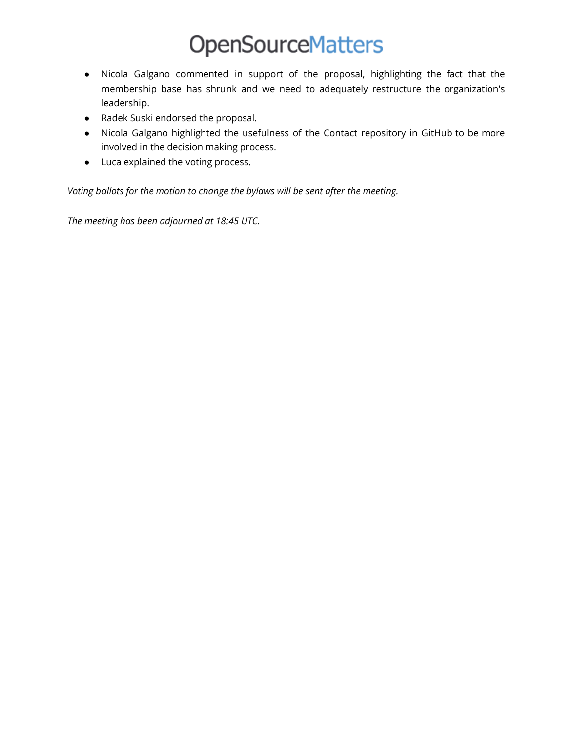- Nicola Galgano commented in support of the proposal, highlighting the fact that the membership base has shrunk and we need to adequately restructure the organization's leadership.
- Radek Suski endorsed the proposal.
- Nicola Galgano highlighted the usefulness of the Contact repository in GitHub to be more involved in the decision making process.
- Luca explained the voting process.

*Voting ballots for the motion to change the bylaws will be sent after the meeting.*

*The meeting has been adjourned at 18:45 UTC.*